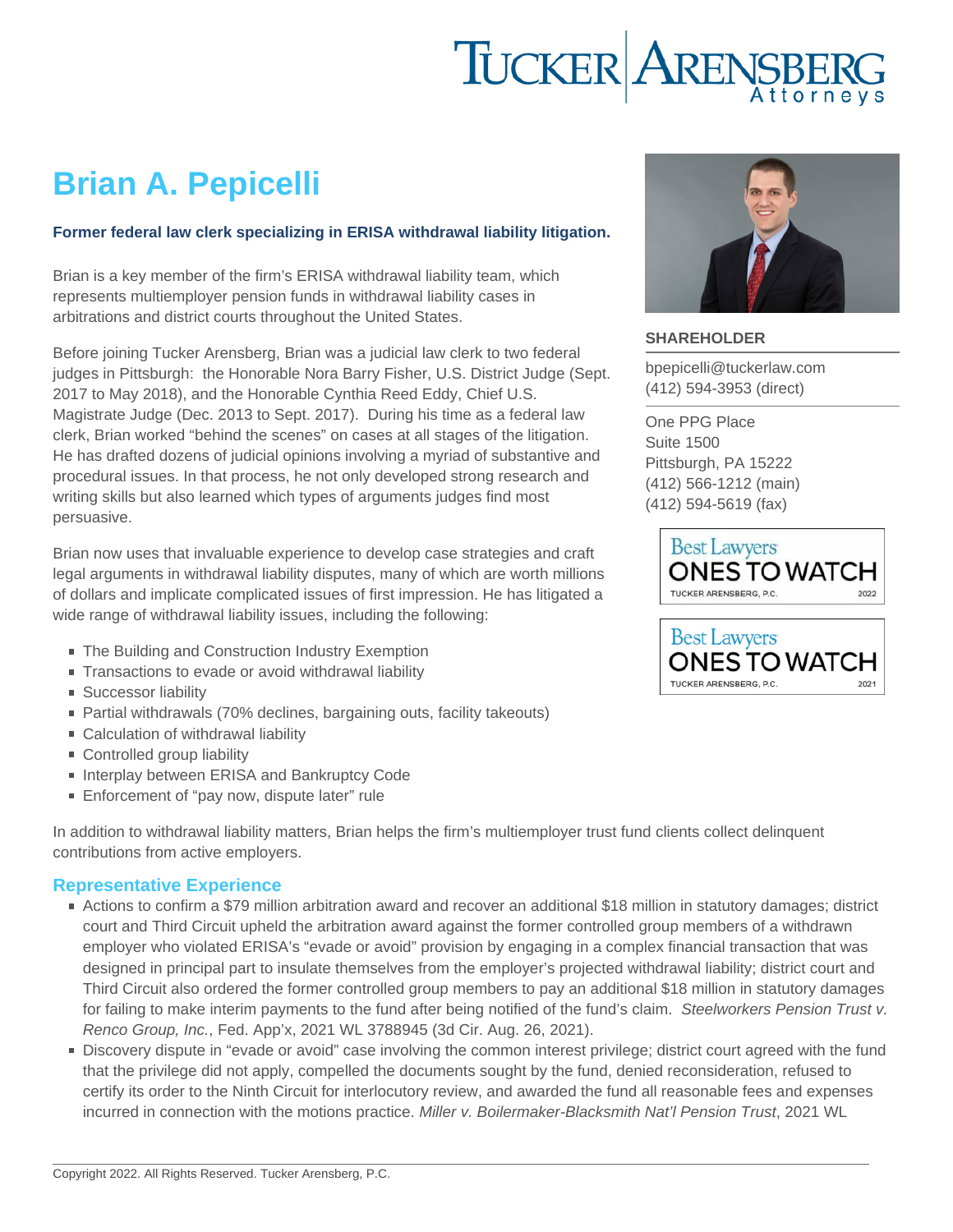# Brian A. Pepicelli

**Former federal law clerk specializing in ERISA withdrawal liability litigation.**

Brian is a key member of the firm's ERISA withdrawal liability team, which represents multiemployer pension funds in withdrawal liability cases in arbitrations and district courts throughout the United States.

Before joining Tucker Arensberg, Brian was a judicial law clerk to two federal judges in Pittsburgh: the Honorable Nora Barry Fisher, U.S. District Judge (Sept. 2017 to May 2018), and the Honorable Cynthia Reed Eddy, Chief U.S. Magistrate Judge (Dec. 2013 to Sept. 2017). During his time as a federal law clerk, Brian worked "behind the scenes" on cases at all stages of the litigation. He has drafted dozens of judicial opinions involving a myriad of substantive and procedural issues. In that process, he not only developed strong research and writing skills but also learned which types of arguments judges find most persuasive.

Brian now uses that invaluable experience to develop case strategies and craft legal arguments in withdrawal liability disputes, many of which are worth millions of dollars and implicate complicated issues of first impression. He has litigated a wide range of withdrawal liability issues, including the following:

- The Building and Construction Industry Exemption
- Transactions to evade or avoid withdrawal liability
- Successor liability
- Partial withdrawals (70% declines, bargaining outs, facility takeouts)
- Calculation of withdrawal liability
- Controlled group liability
- Interplay between ERISA and Bankruptcy Code
- Enforcement of "pay now, dispute later" rule

In addition to withdrawal liability matters, Brian helps the firm's multiemployer trust fund clients collect delinquent contributions from active employers.

**SHAREHOLDER**

bpepicelli@tuckerlaw.com
(412) 594-3953 (direct)

One PPG Place
Suite 1500
Pittsburgh, PA 15222
(412) 566-1212 (main)
(412) 594-5619 (fax)

Best Lawyers ONES TO WATCH – TUCKER ARENSBERG, P.C. 2022

Best Lawyers ONES TO WATCH – TUCKER ARENSBERG, P.C. 2021

## Representative Experience

- Actions to confirm a $79 million arbitration award and recover an additional $18 million in statutory damages; district court and Third Circuit upheld the arbitration award against the former controlled group members of a withdrawn employer who violated ERISA's "evade or avoid" provision by engaging in a complex financial transaction that was designed in principal part to insulate themselves from the employer's projected withdrawal liability; district court and Third Circuit also ordered the former controlled group members to pay an additional $18 million in statutory damages for failing to make interim payments to the fund after being notified of the fund's claim. *Steelworkers Pension Trust v. Renco Group, Inc.*, Fed. App'x, 2021 WL 3788945 (3d Cir. Aug. 26, 2021).
- Discovery dispute in "evade or avoid" case involving the common interest privilege; district court agreed with the fund that the privilege did not apply, compelled the documents sought by the fund, denied reconsideration, refused to certify its order to the Ninth Circuit for interlocutory review, and awarded the fund all reasonable fees and expenses incurred in connection with the motions practice. *Miller v. Boilermaker-Blacksmith Nat'l Pension Trust*, 2021 WL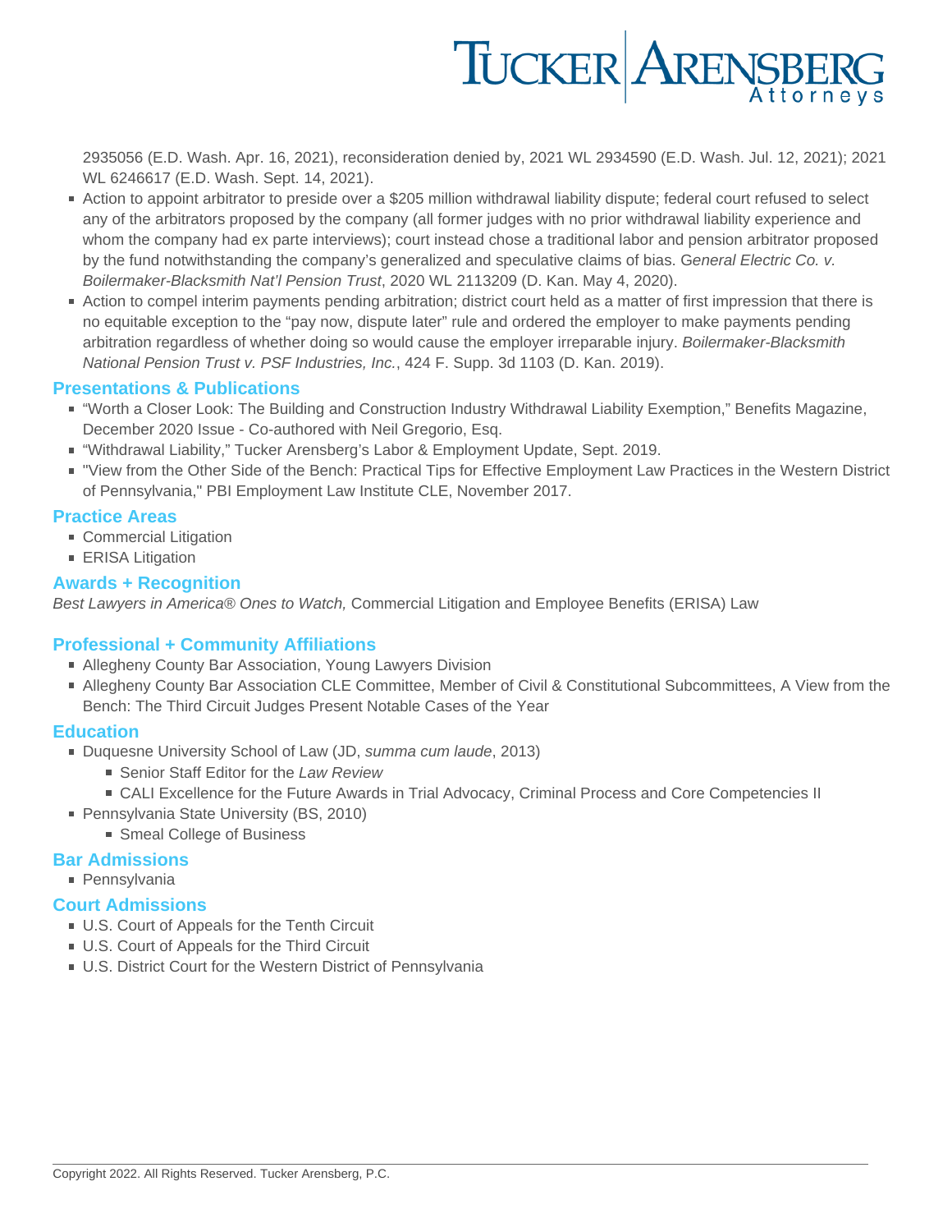2935056 (E.D. Wash. Apr. 16, 2021), reconsideration denied by, 2021 WL 2934590 (E.D. Wash. Jul. 12, 2021); 2021 WL 6246617 (E.D. Wash. Sept. 14, 2021).

- Action to appoint arbitrator to preside over a $205 million withdrawal liability dispute; federal court refused to select any of the arbitrators proposed by the company (all former judges with no prior withdrawal liability experience and whom the company had ex parte interviews); court instead chose a traditional labor and pension arbitrator proposed by the fund notwithstanding the company's generalized and speculative claims of bias. G*eneral Electric Co. v. Boilermaker-Blacksmith Nat'l Pension Trust*, 2020 WL 2113209 (D. Kan. May 4, 2020).
- Action to compel interim payments pending arbitration; district court held as a matter of first impression that there is no equitable exception to the "pay now, dispute later" rule and ordered the employer to make payments pending arbitration regardless of whether doing so would cause the employer irreparable injury. *Boilermaker-Blacksmith National Pension Trust v. PSF Industries, Inc.*, 424 F. Supp. 3d 1103 (D. Kan. 2019).

## Presentations & Publications

- "Worth a Closer Look: The Building and Construction Industry Withdrawal Liability Exemption," Benefits Magazine, December 2020 Issue - Co-authored with Neil Gregorio, Esq.
- "Withdrawal Liability," Tucker Arensberg's Labor & Employment Update, Sept. 2019.
- "View from the Other Side of the Bench: Practical Tips for Effective Employment Law Practices in the Western District of Pennsylvania," PBI Employment Law Institute CLE, November 2017.

## Practice Areas

- Commercial Litigation
- ERISA Litigation

## Awards + Recognition

*Best Lawyers in America® Ones to Watch,* Commercial Litigation and Employee Benefits (ERISA) Law

## Professional + Community Affiliations

- Allegheny County Bar Association, Young Lawyers Division
- Allegheny County Bar Association CLE Committee, Member of Civil & Constitutional Subcommittees, A View from the Bench: The Third Circuit Judges Present Notable Cases of the Year

## Education

- Duquesne University School of Law (JD, *summa cum laude*, 2013)
  - Senior Staff Editor for the *Law Review*
  - CALI Excellence for the Future Awards in Trial Advocacy, Criminal Process and Core Competencies II
- Pennsylvania State University (BS, 2010)
  - Smeal College of Business

## Bar Admissions

- Pennsylvania

## Court Admissions

- U.S. Court of Appeals for the Tenth Circuit
- U.S. Court of Appeals for the Third Circuit
- U.S. District Court for the Western District of Pennsylvania